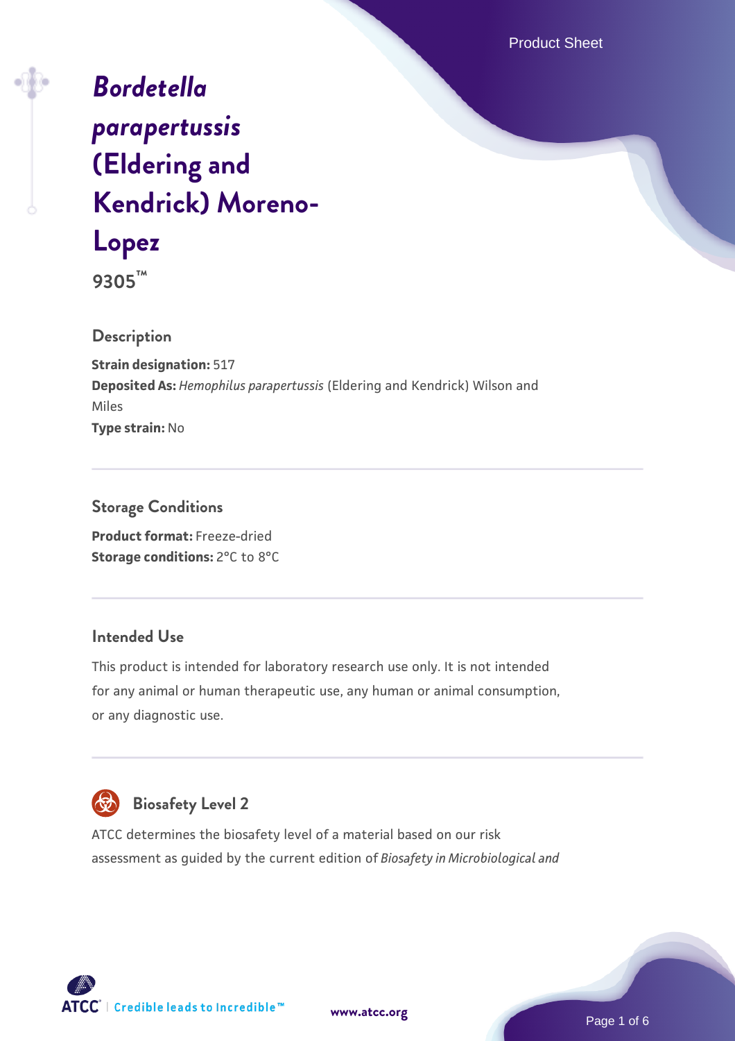# *Bordetella parapertussis* (Eldering and Kendrick) Moreno-Lopez

**9305™**

## Description

**Strain designation:** 517

**Deposited As:** *Hemophilus parapertussis* (Eldering and Kendrick) Wilson and Miles

**Type strain:** No

## Storage Conditions

**Product format:** Freeze-dried

**Storage conditions:** 2°C to 8°C

## Intended Use

This product is intended for laboratory research use only. It is not intended for any animal or human therapeutic use, any human or animal consumption, or any diagnostic use.

## Biosafety Level 2

ATCC determines the biosafety level of a material based on our risk assessment as guided by the current edition of *Biosafety in Microbiological and*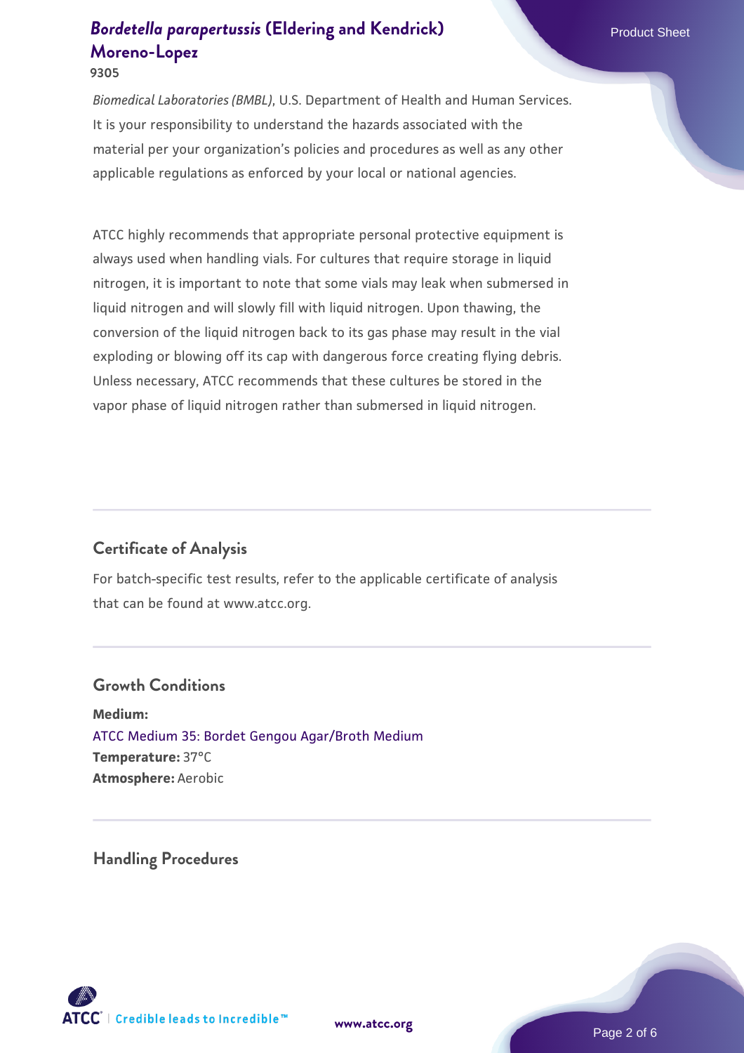*Biomedical Laboratories (BMBL)*, U.S. Department of Health and Human Services. It is your responsibility to understand the hazards associated with the material per your organization's policies and procedures as well as any other applicable regulations as enforced by your local or national agencies.

ATCC highly recommends that appropriate personal protective equipment is always used when handling vials. For cultures that require storage in liquid nitrogen, it is important to note that some vials may leak when submersed in liquid nitrogen and will slowly fill with liquid nitrogen. Upon thawing, the conversion of the liquid nitrogen back to its gas phase may result in the vial exploding or blowing off its cap with dangerous force creating flying debris. Unless necessary, ATCC recommends that these cultures be stored in the vapor phase of liquid nitrogen rather than submersed in liquid nitrogen.

## Certificate of Analysis

For batch-specific test results, refer to the applicable certificate of analysis that can be found at www.atcc.org.

## Growth Conditions

**Medium:**
ATCC Medium 35: Bordet Gengou Agar/Broth Medium
**Temperature:** 37°C
**Atmosphere:** Aerobic

## Handling Procedures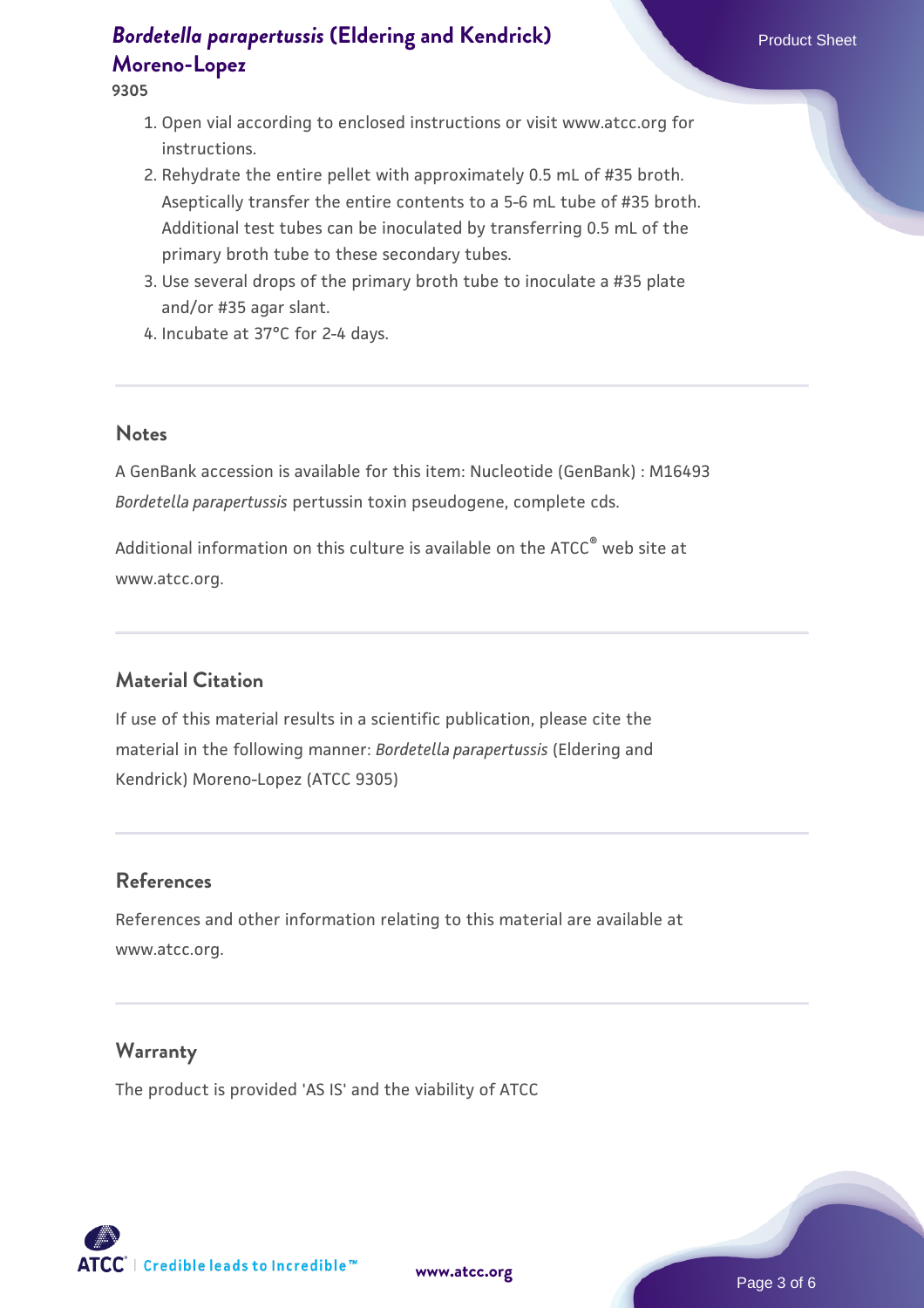1. Open vial according to enclosed instructions or visit www.atcc.org for instructions.
2. Rehydrate the entire pellet with approximately 0.5 mL of #35 broth. Aseptically transfer the entire contents to a 5-6 mL tube of #35 broth. Additional test tubes can be inoculated by transferring 0.5 mL of the primary broth tube to these secondary tubes.
3. Use several drops of the primary broth tube to inoculate a #35 plate and/or #35 agar slant.
4. Incubate at 37°C for 2-4 days.

## Notes

A GenBank accession is available for this item: Nucleotide (GenBank) : M16493 *Bordetella parapertussis* pertussin toxin pseudogene, complete cds.

Additional information on this culture is available on the ATCC® web site at www.atcc.org.

## Material Citation

If use of this material results in a scientific publication, please cite the material in the following manner: *Bordetella parapertussis* (Eldering and Kendrick) Moreno-Lopez (ATCC 9305)

## References

References and other information relating to this material are available at www.atcc.org.

## Warranty

The product is provided 'AS IS' and the viability of ATCC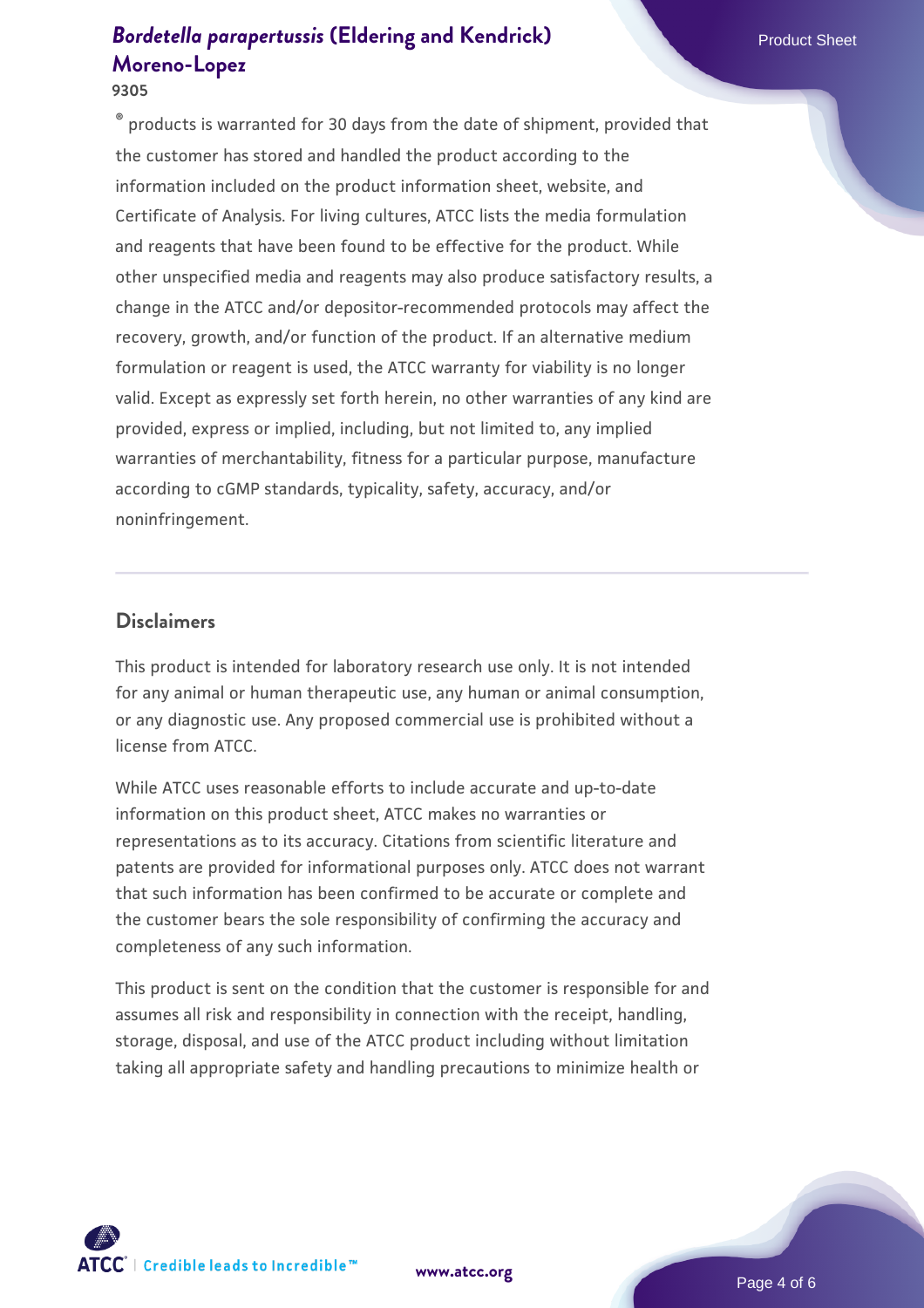® products is warranted for 30 days from the date of shipment, provided that the customer has stored and handled the product according to the information included on the product information sheet, website, and Certificate of Analysis. For living cultures, ATCC lists the media formulation and reagents that have been found to be effective for the product. While other unspecified media and reagents may also produce satisfactory results, a change in the ATCC and/or depositor-recommended protocols may affect the recovery, growth, and/or function of the product. If an alternative medium formulation or reagent is used, the ATCC warranty for viability is no longer valid. Except as expressly set forth herein, no other warranties of any kind are provided, express or implied, including, but not limited to, any implied warranties of merchantability, fitness for a particular purpose, manufacture according to cGMP standards, typicality, safety, accuracy, and/or noninfringement.

## Disclaimers

This product is intended for laboratory research use only. It is not intended for any animal or human therapeutic use, any human or animal consumption, or any diagnostic use. Any proposed commercial use is prohibited without a license from ATCC.

While ATCC uses reasonable efforts to include accurate and up-to-date information on this product sheet, ATCC makes no warranties or representations as to its accuracy. Citations from scientific literature and patents are provided for informational purposes only. ATCC does not warrant that such information has been confirmed to be accurate or complete and the customer bears the sole responsibility of confirming the accuracy and completeness of any such information.

This product is sent on the condition that the customer is responsible for and assumes all risk and responsibility in connection with the receipt, handling, storage, disposal, and use of the ATCC product including without limitation taking all appropriate safety and handling precautions to minimize health or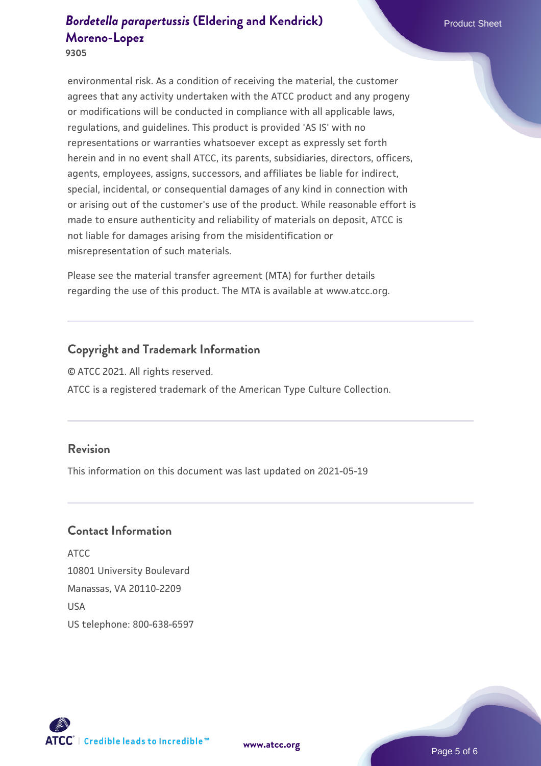environmental risk. As a condition of receiving the material, the customer agrees that any activity undertaken with the ATCC product and any progeny or modifications will be conducted in compliance with all applicable laws, regulations, and guidelines. This product is provided 'AS IS' with no representations or warranties whatsoever except as expressly set forth herein and in no event shall ATCC, its parents, subsidiaries, directors, officers, agents, employees, assigns, successors, and affiliates be liable for indirect, special, incidental, or consequential damages of any kind in connection with or arising out of the customer's use of the product. While reasonable effort is made to ensure authenticity and reliability of materials on deposit, ATCC is not liable for damages arising from the misidentification or misrepresentation of such materials.

Please see the material transfer agreement (MTA) for further details regarding the use of this product. The MTA is available at www.atcc.org.

## Copyright and Trademark Information

© ATCC 2021. All rights reserved.

ATCC is a registered trademark of the American Type Culture Collection.

## Revision

This information on this document was last updated on 2021-05-19

## Contact Information

ATCC
10801 University Boulevard
Manassas, VA 20110-2209
USA
US telephone: 800-638-6597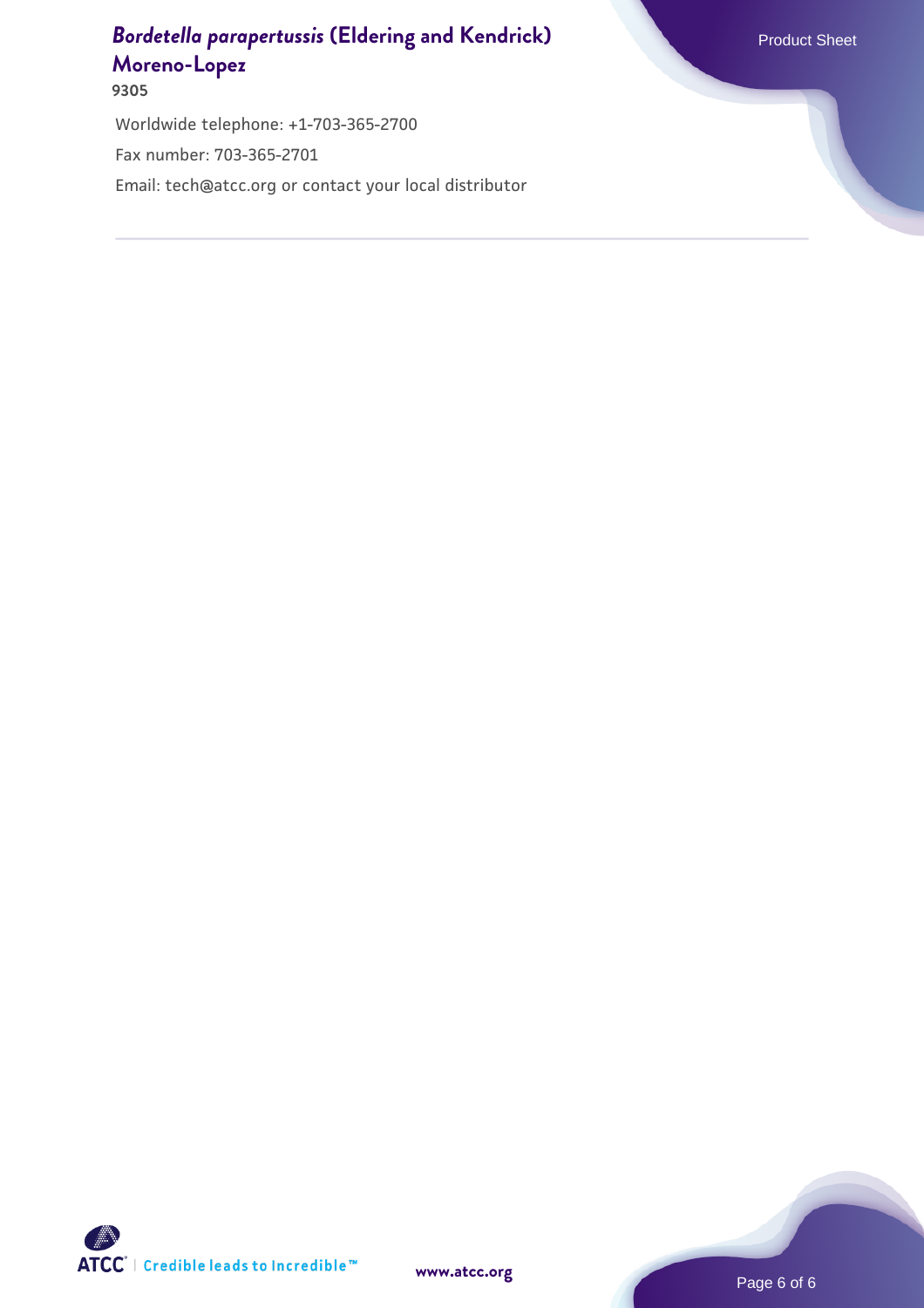Worldwide telephone: +1-703-365-2700

Fax number: 703-365-2701

Email: tech@atcc.org or contact your local distributor